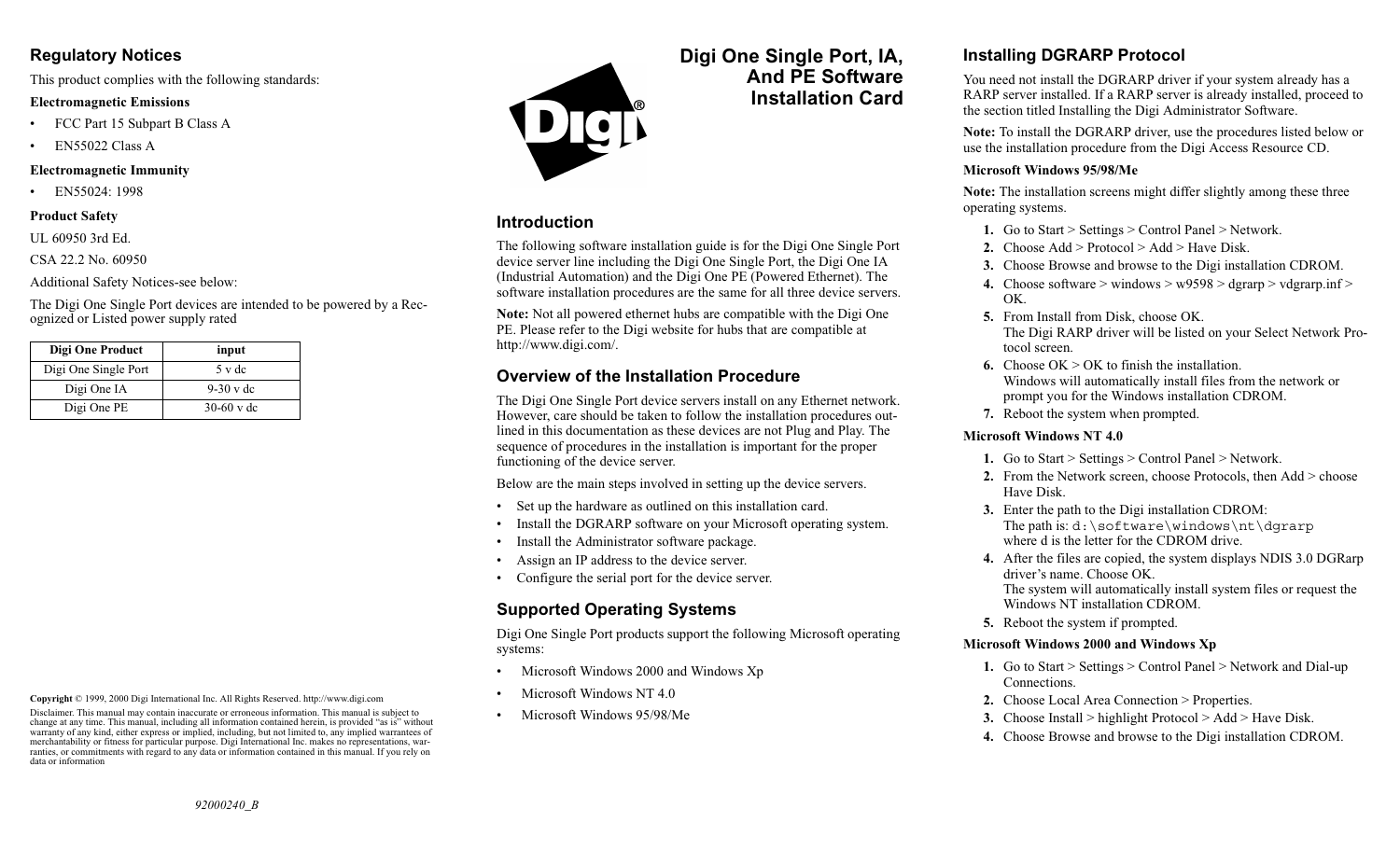## Regulatory Notices

This product complies with the following standards:

**Electromagnetic Emissions**

- FCC Part 15 Subpart B Class A
- EN55022 Class A

**Electromagnetic Immunity**

- EN55024: 1998

**Product Safety**

UL 60950 3rd Ed.

CSA 22.2 No. 60950

Additional Safety Notices-see below:

The Digi One Single Port devices are intended to be powered by a Recognized or Listed power supply rated

| Digi One Product | input |
|---|---|
| Digi One Single Port | 5 v dc |
| Digi One IA | 9-30 v dc |
| Digi One PE | 30-60 v dc |

**Copyright** © 1999, 2000 Digi International Inc. All Rights Reserved. http://www.digi.com

Disclaimer. This manual may contain inaccurate or erroneous information. This manual is subject to change at any time. This manual, including all information contained herein, is provided "as is" without warranty of any kind, either express or implied, including, but not limited to, any implied warrantees of merchantability or fitness for particular purpose. Digi International Inc. makes no representations, warranties, or commitments with regard to any data or information contained in this manual. If you rely on data or information

*92000240_B*

# Digi One Single Port, IA, And PE Software Installation Card

## Introduction

The following software installation guide is for the Digi One Single Port device server line including the Digi One Single Port, the Digi One IA (Industrial Automation) and the Digi One PE (Powered Ethernet). The software installation procedures are the same for all three device servers.

**Note:** Not all powered ethernet hubs are compatible with the Digi One PE. Please refer to the Digi website for hubs that are compatible at http://www.digi.com/.

## Overview of the Installation Procedure

The Digi One Single Port device servers install on any Ethernet network. However, care should be taken to follow the installation procedures outlined in this documentation as these devices are not Plug and Play. The sequence of procedures in the installation is important for the proper functioning of the device server.

Below are the main steps involved in setting up the device servers.

- Set up the hardware as outlined on this installation card.
- Install the DGRARP software on your Microsoft operating system.
- Install the Administrator software package.
- Assign an IP address to the device server.
- Configure the serial port for the device server.

## Supported Operating Systems

Digi One Single Port products support the following Microsoft operating systems:

- Microsoft Windows 2000 and Windows Xp
- Microsoft Windows NT 4.0
- Microsoft Windows 95/98/Me

## Installing DGRARP Protocol

You need not install the DGRARP driver if your system already has a RARP server installed. If a RARP server is already installed, proceed to the section titled Installing the Digi Administrator Software.

**Note:** To install the DGRARP driver, use the procedures listed below or use the installation procedure from the Digi Access Resource CD.

**Microsoft Windows 95/98/Me**

**Note:** The installation screens might differ slightly among these three operating systems.

1. Go to Start > Settings > Control Panel > Network.
2. Choose Add > Protocol > Add > Have Disk.
3. Choose Browse and browse to the Digi installation CDROM.
4. Choose software > windows > w9598 > dgrarp > vdgrarp.inf > OK.
5. From Install from Disk, choose OK.
   The Digi RARP driver will be listed on your Select Network Protocol screen.
6. Choose OK > OK to finish the installation.
   Windows will automatically install files from the network or prompt you for the Windows installation CDROM.
7. Reboot the system when prompted.

**Microsoft Windows NT 4.0**

1. Go to Start > Settings > Control Panel > Network.
2. From the Network screen, choose Protocols, then Add > choose Have Disk.
3. Enter the path to the Digi installation CDROM:
   The path is: `d:\software\windows\nt\dgrarp`
   where d is the letter for the CDROM drive.
4. After the files are copied, the system displays NDIS 3.0 DGRarp driver's name. Choose OK.
   The system will automatically install system files or request the Windows NT installation CDROM.
5. Reboot the system if prompted.

**Microsoft Windows 2000 and Windows Xp**

1. Go to Start > Settings > Control Panel > Network and Dial-up Connections.
2. Choose Local Area Connection > Properties.
3. Choose Install > highlight Protocol > Add > Have Disk.
4. Choose Browse and browse to the Digi installation CDROM.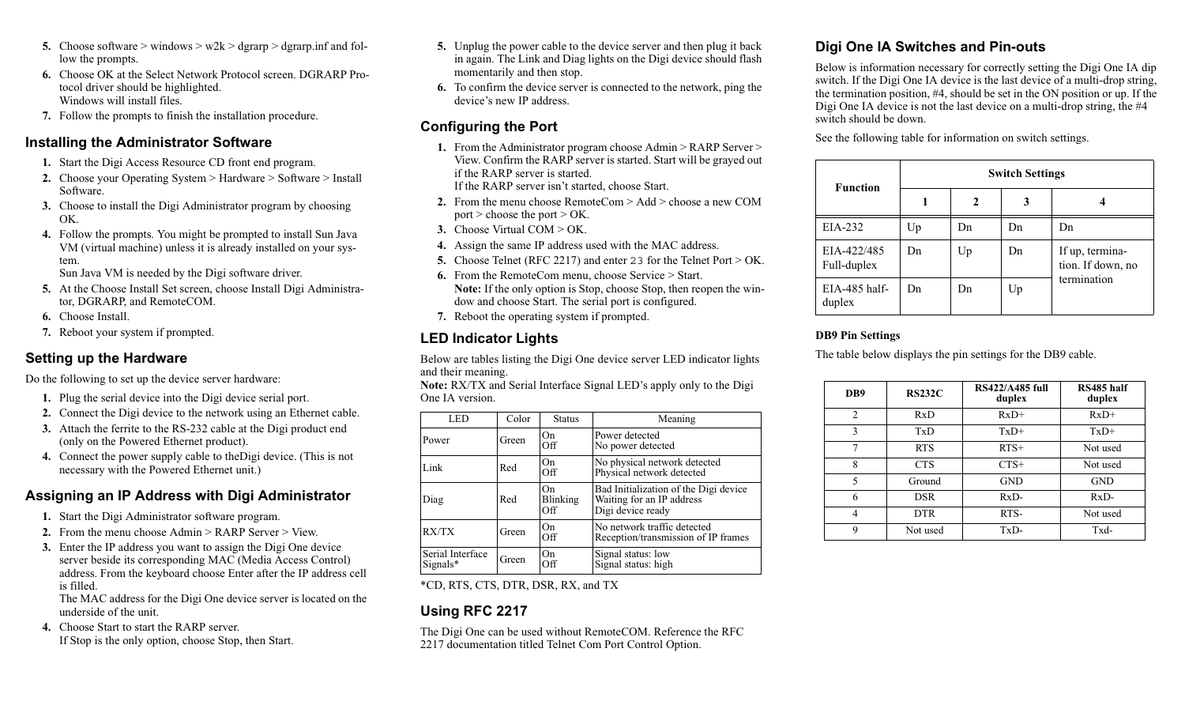5. Choose software > windows > w2k > dgrarp > dgrarp.inf and follow the prompts.
6. Choose OK at the Select Network Protocol screen. DGRARP Protocol driver should be highlighted.
   Windows will install files.
7. Follow the prompts to finish the installation procedure.

## Installing the Administrator Software

1. Start the Digi Access Resource CD front end program.
2. Choose your Operating System > Hardware > Software > Install Software.
3. Choose to install the Digi Administrator program by choosing OK.
4. Follow the prompts. You might be prompted to install Sun Java VM (virtual machine) unless it is already installed on your system.
   Sun Java VM is needed by the Digi software driver.
5. At the Choose Install Set screen, choose Install Digi Administrator, DGRARP, and RemoteCOM.
6. Choose Install.
7. Reboot your system if prompted.

## Setting up the Hardware

Do the following to set up the device server hardware:

1. Plug the serial device into the Digi device serial port.
2. Connect the Digi device to the network using an Ethernet cable.
3. Attach the ferrite to the RS-232 cable at the Digi product end (only on the Powered Ethernet product).
4. Connect the power supply cable to theDigi device. (This is not necessary with the Powered Ethernet unit.)

## Assigning an IP Address with Digi Administrator

1. Start the Digi Administrator software program.
2. From the menu choose Admin > RARP Server > View.
3. Enter the IP address you want to assign the Digi One device server beside its corresponding MAC (Media Access Control) address. From the keyboard choose Enter after the IP address cell is filled.
   The MAC address for the Digi One device server is located on the underside of the unit.
4. Choose Start to start the RARP server.
   If Stop is the only option, choose Stop, then Start.
5. Unplug the power cable to the device server and then plug it back in again. The Link and Diag lights on the Digi device should flash momentarily and then stop.
6. To confirm the device server is connected to the network, ping the device's new IP address.

## Configuring the Port

1. From the Administrator program choose Admin > RARP Server > View. Confirm the RARP server is started. Start will be grayed out if the RARP server is started.
   If the RARP server isn't started, choose Start.
2. From the menu choose RemoteCom > Add > choose a new COM port > choose the port > OK.
3. Choose Virtual COM > OK.
4. Assign the same IP address used with the MAC address.
5. Choose Telnet (RFC 2217) and enter 23 for the Telnet Port > OK.
6. From the RemoteCom menu, choose Service > Start.
   **Note:** If the only option is Stop, choose Stop, then reopen the window and choose Start. The serial port is configured.
7. Reboot the operating system if prompted.

## LED Indicator Lights

Below are tables listing the Digi One device server LED indicator lights and their meaning.
**Note:** RX/TX and Serial Interface Signal LED's apply only to the Digi One IA version.

| LED | Color | Status | Meaning |
|---|---|---|---|
| Power | Green | On<br>Off | Power detected<br>No power detected |
| Link | Red | On<br>Off | No physical network detected<br>Physical network detected |
| Diag | Red | On<br>Blinking<br>Off | Bad Initialization of the Digi device<br>Waiting for an IP address<br>Digi device ready |
| RX/TX | Green | On<br>Off | No network traffic detected<br>Reception/transmission of IP frames |
| Serial Interface Signals* | Green | On<br>Off | Signal status: low<br>Signal status: high |

*CD, RTS, CTS, DTR, DSR, RX, and TX

## Using RFC 2217

The Digi One can be used without RemoteCOM. Reference the RFC 2217 documentation titled Telnet Com Port Control Option.

## Digi One IA Switches and Pin-outs

Below is information necessary for correctly setting the Digi One IA dip switch. If the Digi One IA device is the last device of a multi-drop string, the termination position, #4, should be set in the ON position or up. If the Digi One IA device is not the last device on a multi-drop string, the #4 switch should be down.

See the following table for information on switch settings.

| Function | Switch Settings | | | |
|---|---|---|---|---|
| | 1 | 2 | 3 | 4 |
| EIA-232 | Up | Dn | Dn | Dn |
| EIA-422/485 Full-duplex | Dn | Up | Dn | If up, termination. If down, no termination |
| EIA-485 half-duplex | Dn | Dn | Up | |

#### DB9 Pin Settings

The table below displays the pin settings for the DB9 cable.

| DB9 | RS232C | RS422/A485 full duplex | RS485 half duplex |
|---|---|---|---|
| 2 | RxD | RxD+ | RxD+ |
| 3 | TxD | TxD+ | TxD+ |
| 7 | RTS | RTS+ | Not used |
| 8 | CTS | CTS+ | Not used |
| 5 | Ground | GND | GND |
| 6 | DSR | RxD- | RxD- |
| 4 | DTR | RTS- | Not used |
| 9 | Not used | TxD- | Txd- |